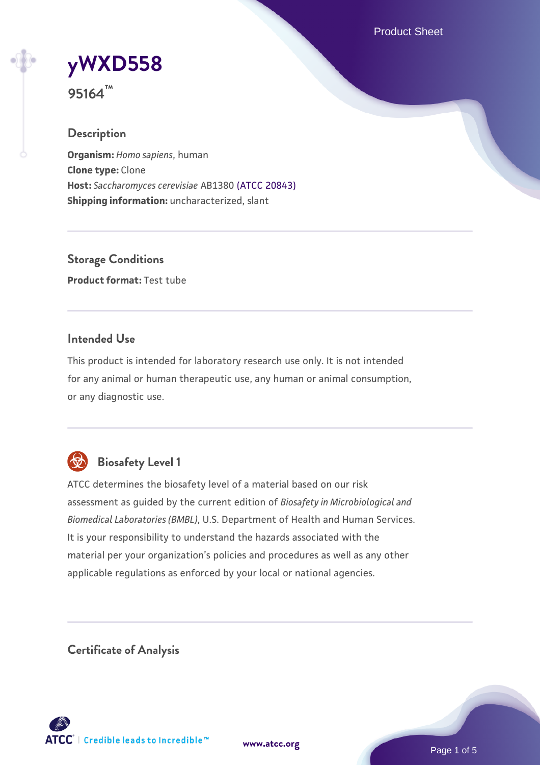# yWXD558

**95164™**

## Description

**Organism:** *Homo sapiens*, human
**Clone type:** Clone
**Host:** *Saccharomyces cerevisiae* AB1380 (ATCC 20843)
**Shipping information:** uncharacterized, slant

## Storage Conditions

**Product format:** Test tube

## Intended Use

This product is intended for laboratory research use only. It is not intended for any animal or human therapeutic use, any human or animal consumption, or any diagnostic use.

## Biosafety Level 1

ATCC determines the biosafety level of a material based on our risk assessment as guided by the current edition of *Biosafety in Microbiological and Biomedical Laboratories (BMBL)*, U.S. Department of Health and Human Services. It is your responsibility to understand the hazards associated with the material per your organization's policies and procedures as well as any other applicable regulations as enforced by your local or national agencies.

## Certificate of Analysis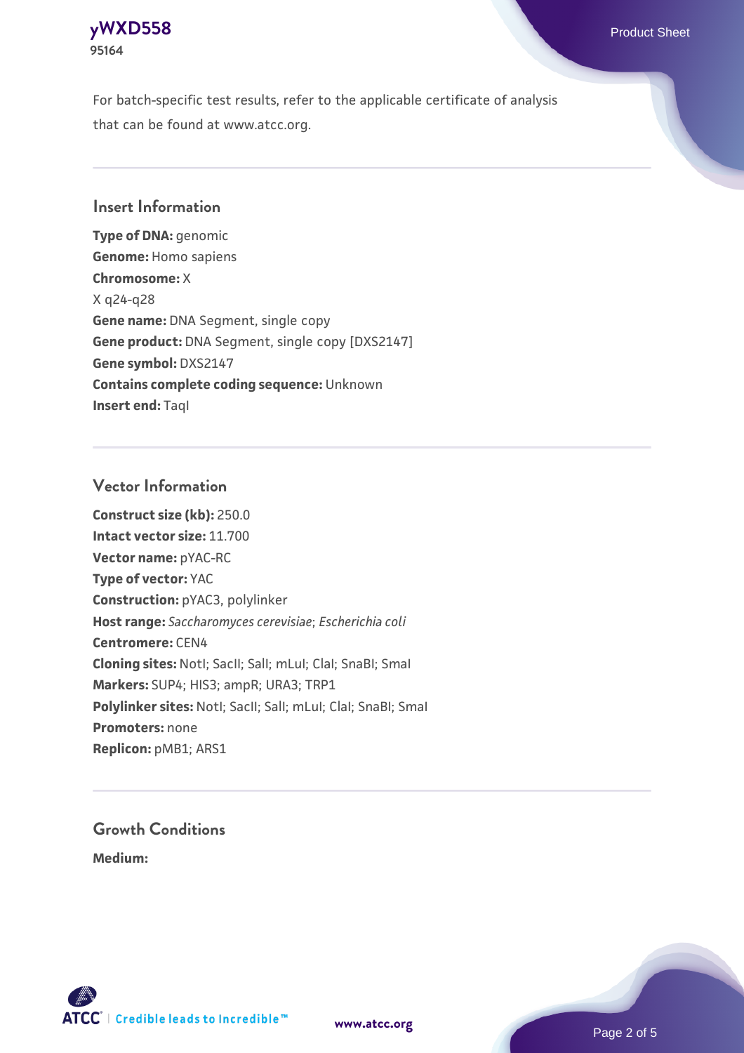For batch-specific test results, refer to the applicable certificate of analysis that can be found at www.atcc.org.

## Insert Information

**Type of DNA:** genomic
**Genome:** Homo sapiens
**Chromosome:** X
X q24-q28
**Gene name:** DNA Segment, single copy
**Gene product:** DNA Segment, single copy [DXS2147]
**Gene symbol:** DXS2147
**Contains complete coding sequence:** Unknown
**Insert end:** TaqI

## Vector Information

**Construct size (kb):** 250.0
**Intact vector size:** 11.700
**Vector name:** pYAC-RC
**Type of vector:** YAC
**Construction:** pYAC3, polylinker
**Host range:** *Saccharomyces cerevisiae*; *Escherichia coli*
**Centromere:** CEN4
**Cloning sites:** NotI; SacII; SalI; mLuI; ClaI; SnaBI; SmaI
**Markers:** SUP4; HIS3; ampR; URA3; TRP1
**Polylinker sites:** NotI; SacII; SalI; mLuI; ClaI; SnaBI; SmaI
**Promoters:** none
**Replicon:** pMB1; ARS1

## Growth Conditions

**Medium:**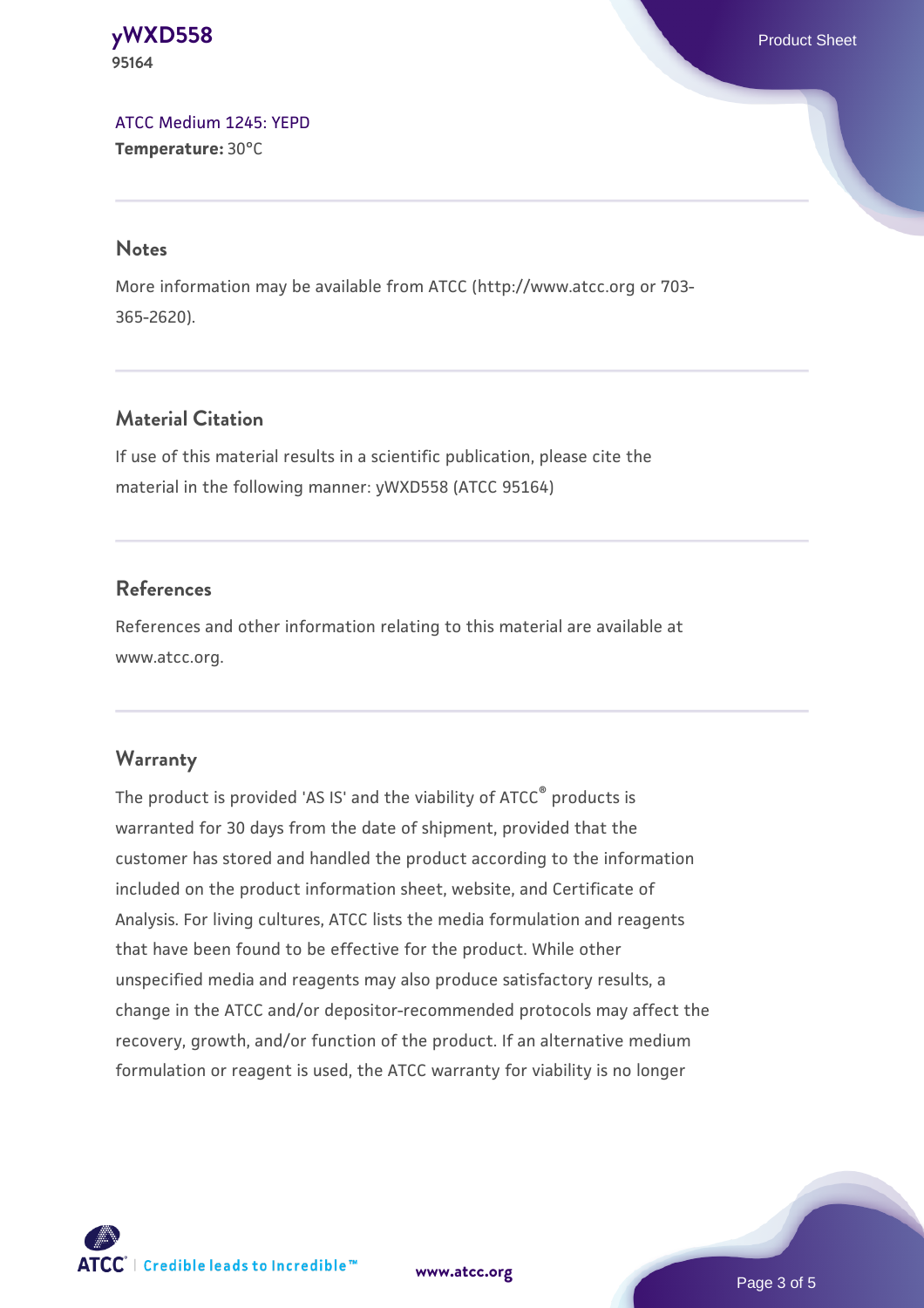ATCC Medium 1245: YEPD
**Temperature:** 30°C

## Notes

More information may be available from ATCC (http://www.atcc.org or 703-365-2620).

## Material Citation

If use of this material results in a scientific publication, please cite the material in the following manner: yWXD558 (ATCC 95164)

## References

References and other information relating to this material are available at www.atcc.org.

## Warranty

The product is provided 'AS IS' and the viability of ATCC® products is warranted for 30 days from the date of shipment, provided that the customer has stored and handled the product according to the information included on the product information sheet, website, and Certificate of Analysis. For living cultures, ATCC lists the media formulation and reagents that have been found to be effective for the product. While other unspecified media and reagents may also produce satisfactory results, a change in the ATCC and/or depositor-recommended protocols may affect the recovery, growth, and/or function of the product. If an alternative medium formulation or reagent is used, the ATCC warranty for viability is no longer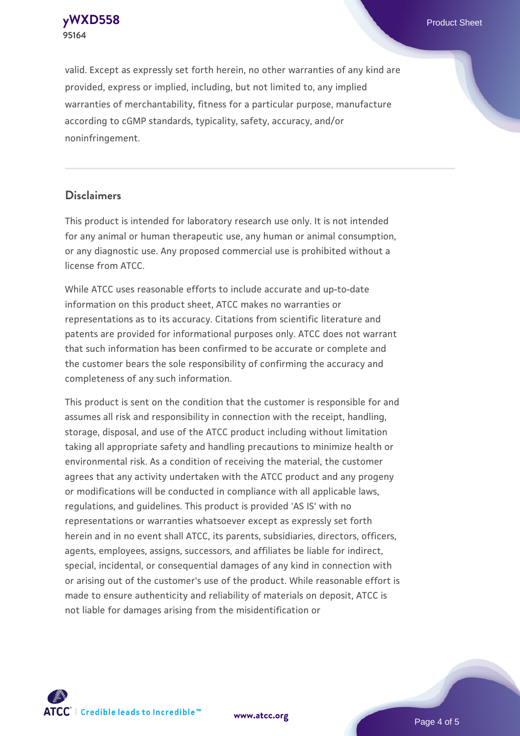valid. Except as expressly set forth herein, no other warranties of any kind are provided, express or implied, including, but not limited to, any implied warranties of merchantability, fitness for a particular purpose, manufacture according to cGMP standards, typicality, safety, accuracy, and/or noninfringement.

## Disclaimers

This product is intended for laboratory research use only. It is not intended for any animal or human therapeutic use, any human or animal consumption, or any diagnostic use. Any proposed commercial use is prohibited without a license from ATCC.

While ATCC uses reasonable efforts to include accurate and up-to-date information on this product sheet, ATCC makes no warranties or representations as to its accuracy. Citations from scientific literature and patents are provided for informational purposes only. ATCC does not warrant that such information has been confirmed to be accurate or complete and the customer bears the sole responsibility of confirming the accuracy and completeness of any such information.

This product is sent on the condition that the customer is responsible for and assumes all risk and responsibility in connection with the receipt, handling, storage, disposal, and use of the ATCC product including without limitation taking all appropriate safety and handling precautions to minimize health or environmental risk. As a condition of receiving the material, the customer agrees that any activity undertaken with the ATCC product and any progeny or modifications will be conducted in compliance with all applicable laws, regulations, and guidelines. This product is provided 'AS IS' with no representations or warranties whatsoever except as expressly set forth herein and in no event shall ATCC, its parents, subsidiaries, directors, officers, agents, employees, assigns, successors, and affiliates be liable for indirect, special, incidental, or consequential damages of any kind in connection with or arising out of the customer's use of the product. While reasonable effort is made to ensure authenticity and reliability of materials on deposit, ATCC is not liable for damages arising from the misidentification or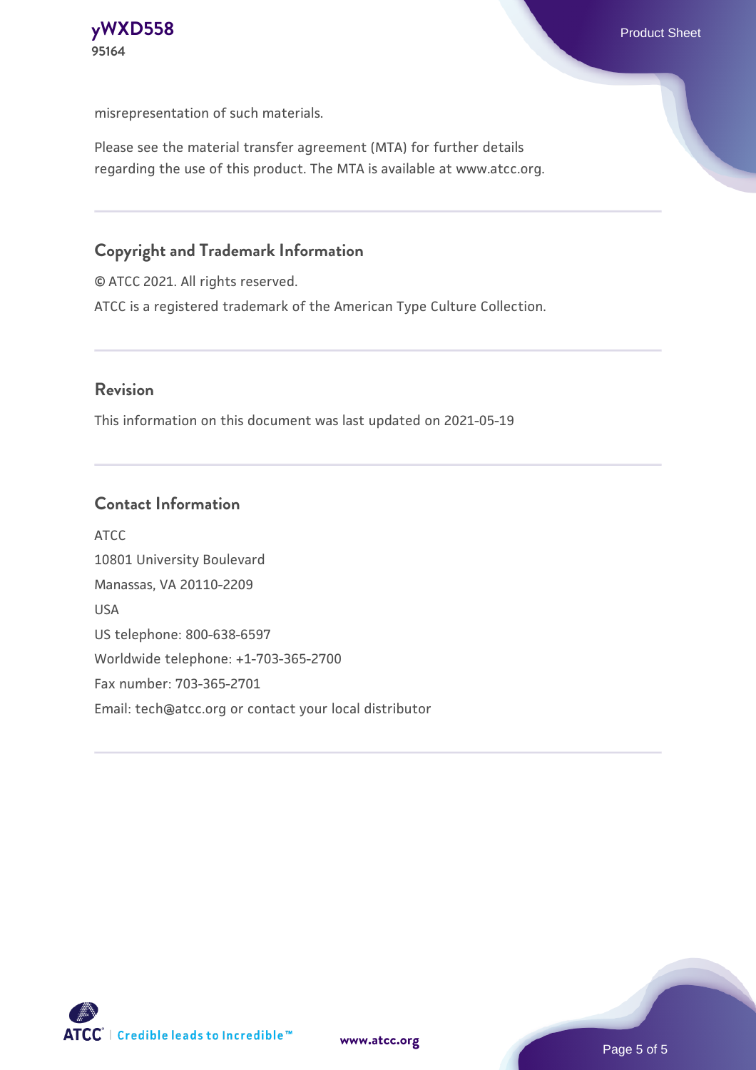misrepresentation of such materials.

Please see the material transfer agreement (MTA) for further details regarding the use of this product. The MTA is available at www.atcc.org.

## Copyright and Trademark Information

© ATCC 2021. All rights reserved.

ATCC is a registered trademark of the American Type Culture Collection.

## Revision

This information on this document was last updated on 2021-05-19

## Contact Information

ATCC
10801 University Boulevard
Manassas, VA 20110-2209
USA
US telephone: 800-638-6597
Worldwide telephone: +1-703-365-2700
Fax number: 703-365-2701
Email: tech@atcc.org or contact your local distributor